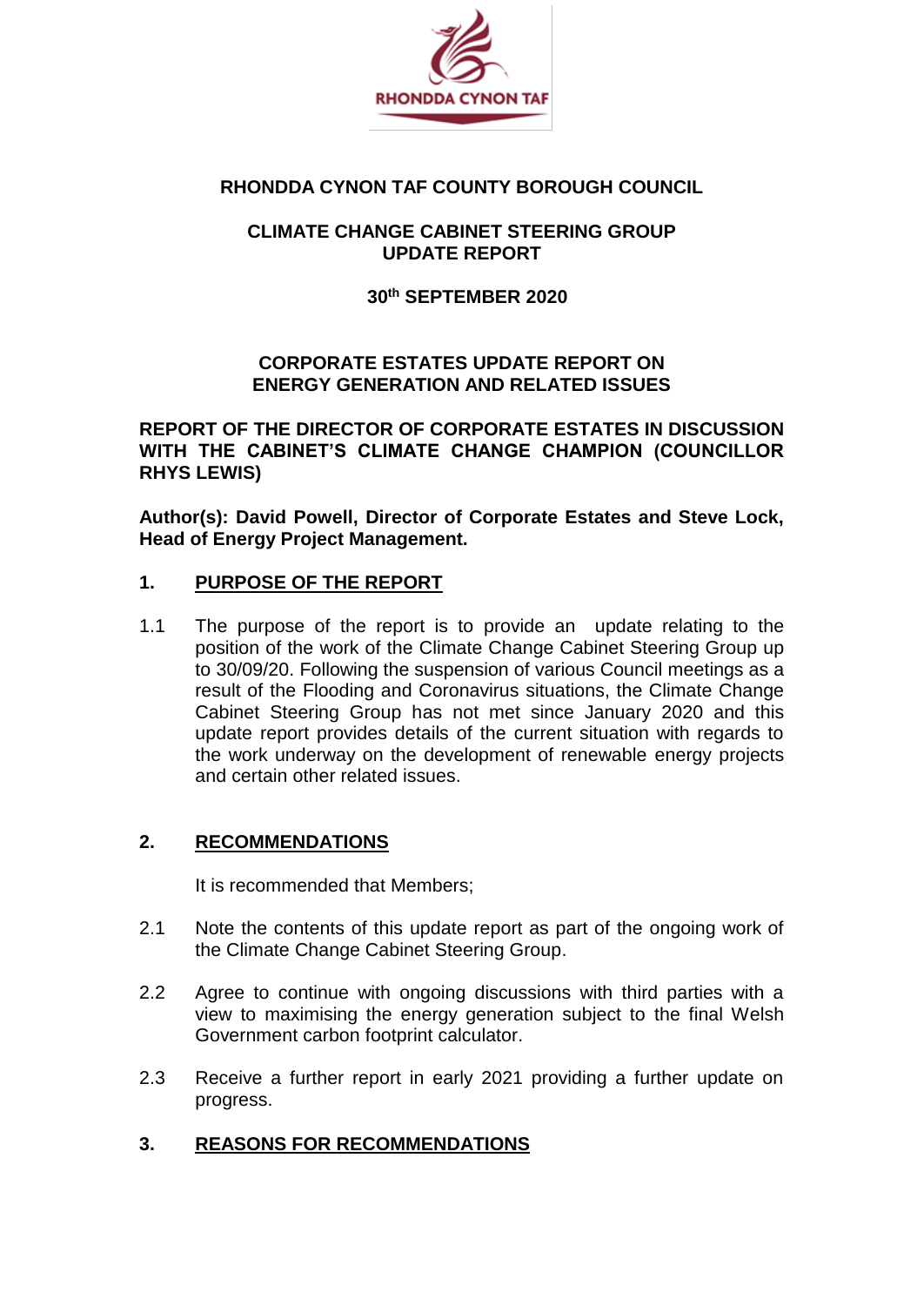**RHONDDA CYNON TAF COUNTY BOROUGH COUNCIL**

**CLIMATE CHANGE CABINET STEERING GROUP UPDATE REPORT**

**30th SEPTEMBER 2020**

**CORPORATE ESTATES UPDATE REPORT ON ENERGY GENERATION AND RELATED ISSUES**

**REPORT OF THE DIRECTOR OF CORPORATE ESTATES IN DISCUSSION WITH THE CABINET'S CLIMATE CHANGE CHAMPION (COUNCILLOR RHYS LEWIS)**

**Author(s): David Powell, Director of Corporate Estates and Steve Lock, Head of Energy Project Management.**

## 1. PURPOSE OF THE REPORT

1.1 The purpose of the report is to provide an update relating to the position of the work of the Climate Change Cabinet Steering Group up to 30/09/20. Following the suspension of various Council meetings as a result of the Flooding and Coronavirus situations, the Climate Change Cabinet Steering Group has not met since January 2020 and this update report provides details of the current situation with regards to the work underway on the development of renewable energy projects and certain other related issues.

## 2. RECOMMENDATIONS

It is recommended that Members;

2.1 Note the contents of this update report as part of the ongoing work of the Climate Change Cabinet Steering Group.

2.2 Agree to continue with ongoing discussions with third parties with a view to maximising the energy generation subject to the final Welsh Government carbon footprint calculator.

2.3 Receive a further report in early 2021 providing a further update on progress.

## 3. REASONS FOR RECOMMENDATIONS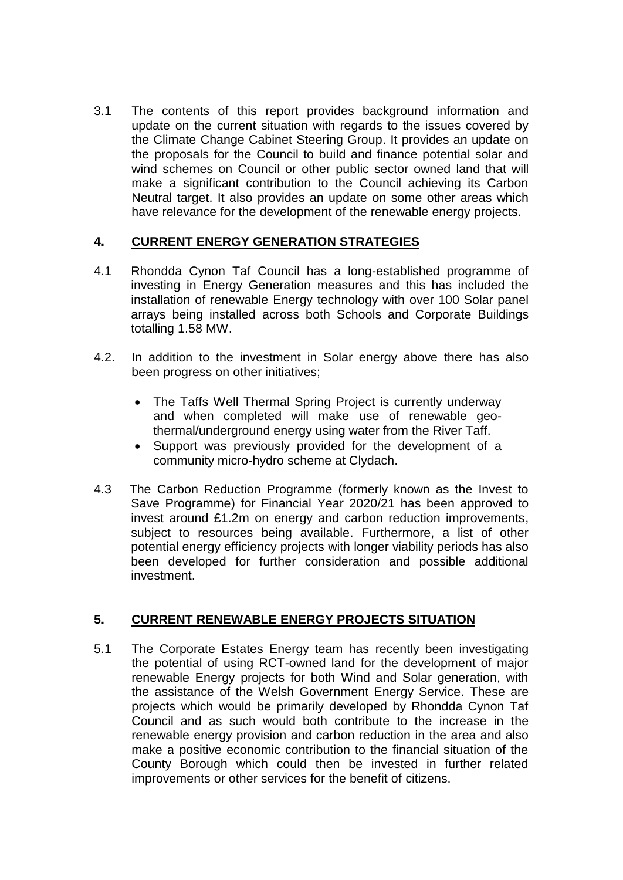3.1 The contents of this report provides background information and update on the current situation with regards to the issues covered by the Climate Change Cabinet Steering Group. It provides an update on the proposals for the Council to build and finance potential solar and wind schemes on Council or other public sector owned land that will make a significant contribution to the Council achieving its Carbon Neutral target. It also provides an update on some other areas which have relevance for the development of the renewable energy projects.

## 4. CURRENT ENERGY GENERATION STRATEGIES

4.1 Rhondda Cynon Taf Council has a long-established programme of investing in Energy Generation measures and this has included the installation of renewable Energy technology with over 100 Solar panel arrays being installed across both Schools and Corporate Buildings totalling 1.58 MW.

4.2. In addition to the investment in Solar energy above there has also been progress on other initiatives;

- The Taffs Well Thermal Spring Project is currently underway and when completed will make use of renewable geo-thermal/underground energy using water from the River Taff.
- Support was previously provided for the development of a community micro-hydro scheme at Clydach.

4.3 The Carbon Reduction Programme (formerly known as the Invest to Save Programme) for Financial Year 2020/21 has been approved to invest around £1.2m on energy and carbon reduction improvements, subject to resources being available. Furthermore, a list of other potential energy efficiency projects with longer viability periods has also been developed for further consideration and possible additional investment.

## 5. CURRENT RENEWABLE ENERGY PROJECTS SITUATION

5.1 The Corporate Estates Energy team has recently been investigating the potential of using RCT-owned land for the development of major renewable Energy projects for both Wind and Solar generation, with the assistance of the Welsh Government Energy Service. These are projects which would be primarily developed by Rhondda Cynon Taf Council and as such would both contribute to the increase in the renewable energy provision and carbon reduction in the area and also make a positive economic contribution to the financial situation of the County Borough which could then be invested in further related improvements or other services for the benefit of citizens.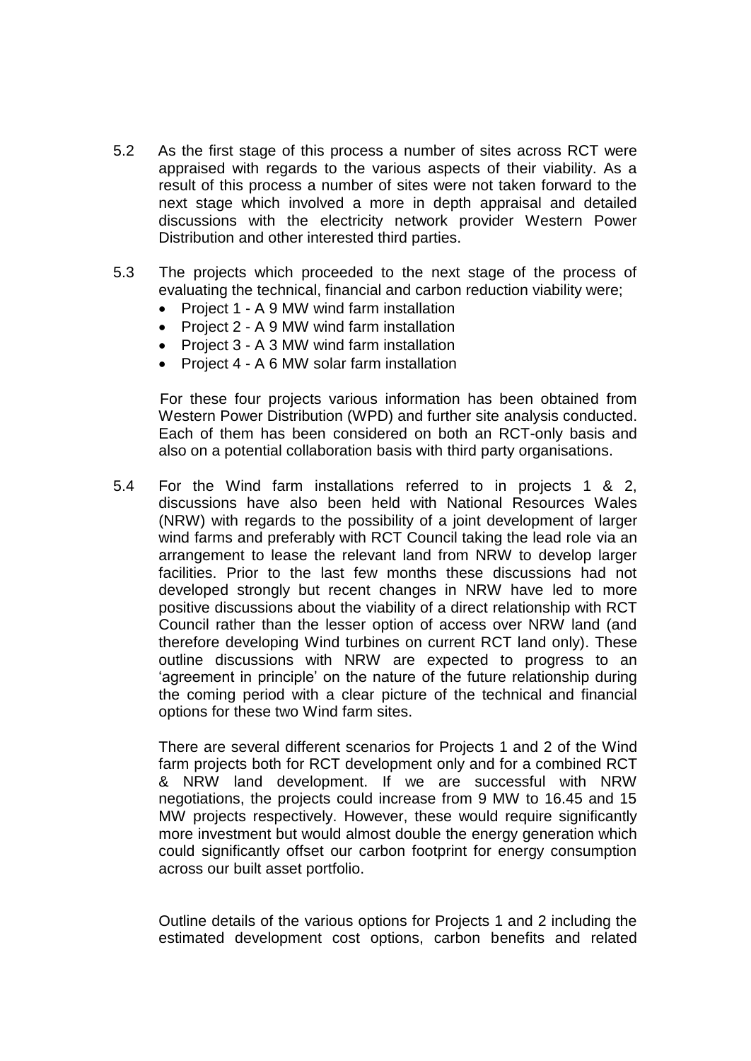5.2 As the first stage of this process a number of sites across RCT were appraised with regards to the various aspects of their viability. As a result of this process a number of sites were not taken forward to the next stage which involved a more in depth appraisal and detailed discussions with the electricity network provider Western Power Distribution and other interested third parties.

5.3 The projects which proceeded to the next stage of the process of evaluating the technical, financial and carbon reduction viability were;

- Project 1 - A 9 MW wind farm installation
- Project 2 - A 9 MW wind farm installation
- Project 3 - A 3 MW wind farm installation
- Project 4 - A 6 MW solar farm installation

For these four projects various information has been obtained from Western Power Distribution (WPD) and further site analysis conducted. Each of them has been considered on both an RCT-only basis and also on a potential collaboration basis with third party organisations.

5.4 For the Wind farm installations referred to in projects 1 & 2, discussions have also been held with National Resources Wales (NRW) with regards to the possibility of a joint development of larger wind farms and preferably with RCT Council taking the lead role via an arrangement to lease the relevant land from NRW to develop larger facilities. Prior to the last few months these discussions had not developed strongly but recent changes in NRW have led to more positive discussions about the viability of a direct relationship with RCT Council rather than the lesser option of access over NRW land (and therefore developing Wind turbines on current RCT land only). These outline discussions with NRW are expected to progress to an 'agreement in principle' on the nature of the future relationship during the coming period with a clear picture of the technical and financial options for these two Wind farm sites.

There are several different scenarios for Projects 1 and 2 of the Wind farm projects both for RCT development only and for a combined RCT & NRW land development. If we are successful with NRW negotiations, the projects could increase from 9 MW to 16.45 and 15 MW projects respectively. However, these would require significantly more investment but would almost double the energy generation which could significantly offset our carbon footprint for energy consumption across our built asset portfolio.

Outline details of the various options for Projects 1 and 2 including the estimated development cost options, carbon benefits and related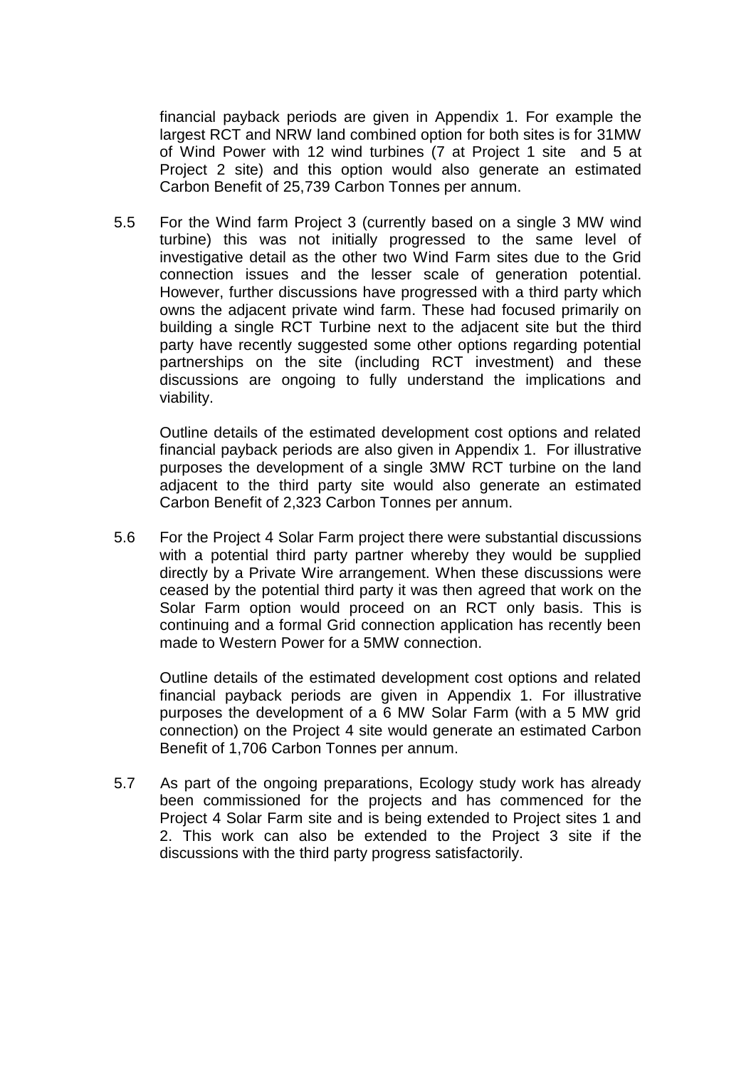financial payback periods are given in Appendix 1. For example the largest RCT and NRW land combined option for both sites is for 31MW of Wind Power with 12 wind turbines (7 at Project 1 site and 5 at Project 2 site) and this option would also generate an estimated Carbon Benefit of 25,739 Carbon Tonnes per annum.

5.5 For the Wind farm Project 3 (currently based on a single 3 MW wind turbine) this was not initially progressed to the same level of investigative detail as the other two Wind Farm sites due to the Grid connection issues and the lesser scale of generation potential. However, further discussions have progressed with a third party which owns the adjacent private wind farm. These had focused primarily on building a single RCT Turbine next to the adjacent site but the third party have recently suggested some other options regarding potential partnerships on the site (including RCT investment) and these discussions are ongoing to fully understand the implications and viability.

Outline details of the estimated development cost options and related financial payback periods are also given in Appendix 1. For illustrative purposes the development of a single 3MW RCT turbine on the land adjacent to the third party site would also generate an estimated Carbon Benefit of 2,323 Carbon Tonnes per annum.

5.6 For the Project 4 Solar Farm project there were substantial discussions with a potential third party partner whereby they would be supplied directly by a Private Wire arrangement. When these discussions were ceased by the potential third party it was then agreed that work on the Solar Farm option would proceed on an RCT only basis. This is continuing and a formal Grid connection application has recently been made to Western Power for a 5MW connection.

Outline details of the estimated development cost options and related financial payback periods are given in Appendix 1. For illustrative purposes the development of a 6 MW Solar Farm (with a 5 MW grid connection) on the Project 4 site would generate an estimated Carbon Benefit of 1,706 Carbon Tonnes per annum.

5.7 As part of the ongoing preparations, Ecology study work has already been commissioned for the projects and has commenced for the Project 4 Solar Farm site and is being extended to Project sites 1 and 2. This work can also be extended to the Project 3 site if the discussions with the third party progress satisfactorily.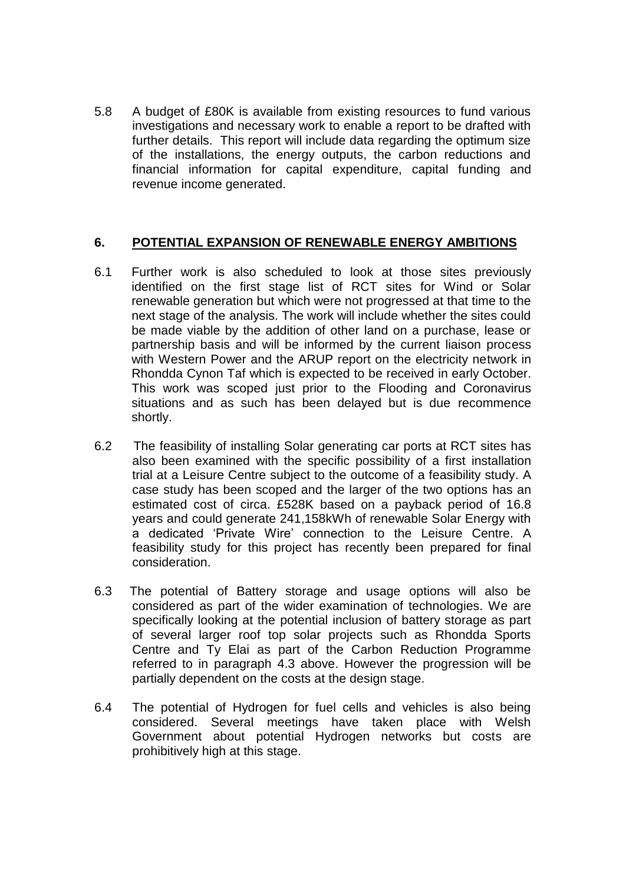5.8 A budget of £80K is available from existing resources to fund various investigations and necessary work to enable a report to be drafted with further details. This report will include data regarding the optimum size of the installations, the energy outputs, the carbon reductions and financial information for capital expenditure, capital funding and revenue income generated.

## 6. POTENTIAL EXPANSION OF RENEWABLE ENERGY AMBITIONS

6.1 Further work is also scheduled to look at those sites previously identified on the first stage list of RCT sites for Wind or Solar renewable generation but which were not progressed at that time to the next stage of the analysis. The work will include whether the sites could be made viable by the addition of other land on a purchase, lease or partnership basis and will be informed by the current liaison process with Western Power and the ARUP report on the electricity network in Rhondda Cynon Taf which is expected to be received in early October. This work was scoped just prior to the Flooding and Coronavirus situations and as such has been delayed but is due recommence shortly.

6.2 The feasibility of installing Solar generating car ports at RCT sites has also been examined with the specific possibility of a first installation trial at a Leisure Centre subject to the outcome of a feasibility study. A case study has been scoped and the larger of the two options has an estimated cost of circa. £528K based on a payback period of 16.8 years and could generate 241,158kWh of renewable Solar Energy with a dedicated 'Private Wire' connection to the Leisure Centre. A feasibility study for this project has recently been prepared for final consideration.

6.3 The potential of Battery storage and usage options will also be considered as part of the wider examination of technologies. We are specifically looking at the potential inclusion of battery storage as part of several larger roof top solar projects such as Rhondda Sports Centre and Ty Elai as part of the Carbon Reduction Programme referred to in paragraph 4.3 above. However the progression will be partially dependent on the costs at the design stage.

6.4 The potential of Hydrogen for fuel cells and vehicles is also being considered. Several meetings have taken place with Welsh Government about potential Hydrogen networks but costs are prohibitively high at this stage.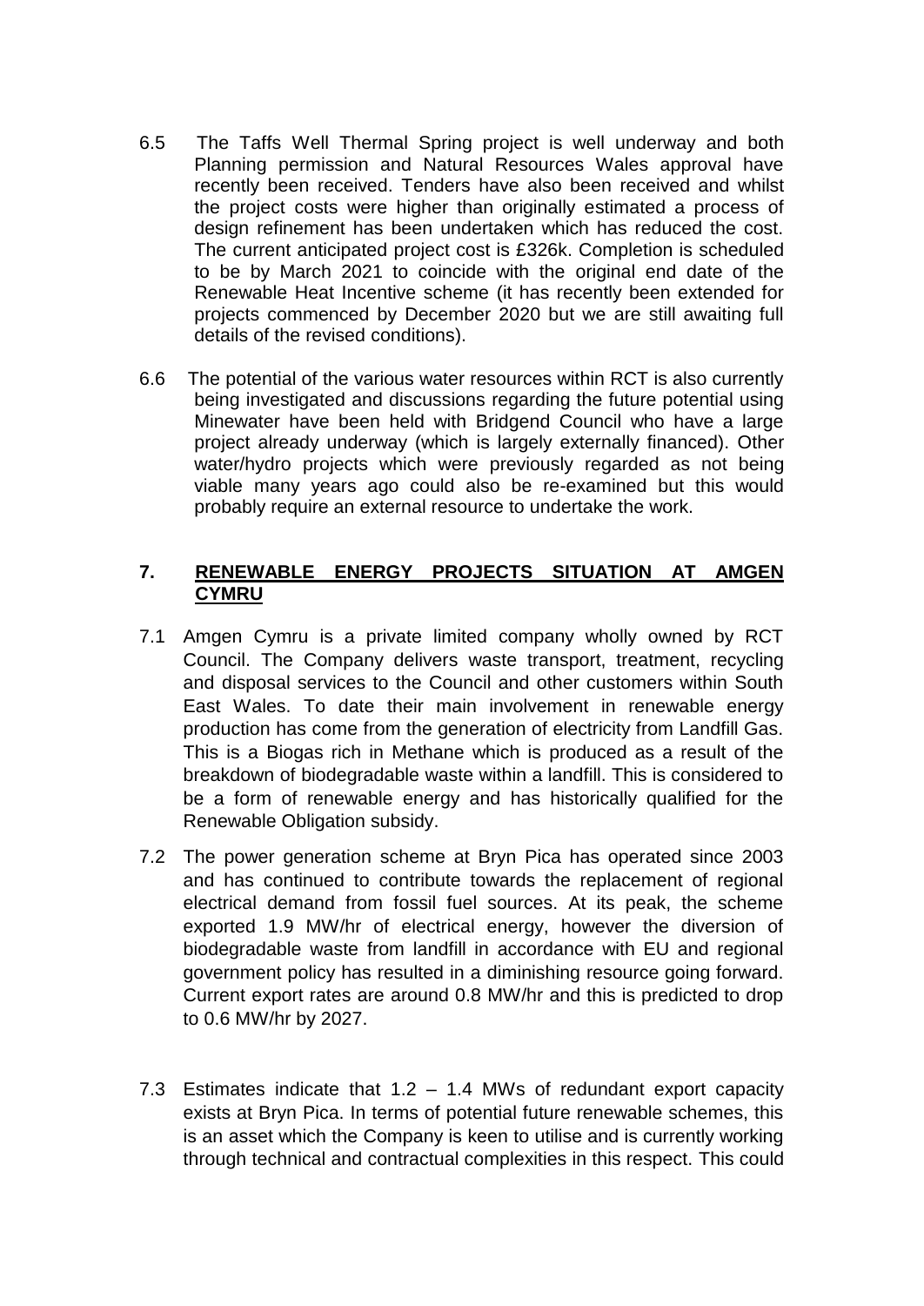6.5 The Taffs Well Thermal Spring project is well underway and both Planning permission and Natural Resources Wales approval have recently been received. Tenders have also been received and whilst the project costs were higher than originally estimated a process of design refinement has been undertaken which has reduced the cost. The current anticipated project cost is £326k. Completion is scheduled to be by March 2021 to coincide with the original end date of the Renewable Heat Incentive scheme (it has recently been extended for projects commenced by December 2020 but we are still awaiting full details of the revised conditions).

6.6 The potential of the various water resources within RCT is also currently being investigated and discussions regarding the future potential using Minewater have been held with Bridgend Council who have a large project already underway (which is largely externally financed). Other water/hydro projects which were previously regarded as not being viable many years ago could also be re-examined but this would probably require an external resource to undertake the work.

## 7. RENEWABLE ENERGY PROJECTS SITUATION AT AMGEN CYMRU

7.1 Amgen Cymru is a private limited company wholly owned by RCT Council. The Company delivers waste transport, treatment, recycling and disposal services to the Council and other customers within South East Wales. To date their main involvement in renewable energy production has come from the generation of electricity from Landfill Gas. This is a Biogas rich in Methane which is produced as a result of the breakdown of biodegradable waste within a landfill. This is considered to be a form of renewable energy and has historically qualified for the Renewable Obligation subsidy.

7.2 The power generation scheme at Bryn Pica has operated since 2003 and has continued to contribute towards the replacement of regional electrical demand from fossil fuel sources. At its peak, the scheme exported 1.9 MW/hr of electrical energy, however the diversion of biodegradable waste from landfill in accordance with EU and regional government policy has resulted in a diminishing resource going forward. Current export rates are around 0.8 MW/hr and this is predicted to drop to 0.6 MW/hr by 2027.

7.3 Estimates indicate that 1.2 – 1.4 MWs of redundant export capacity exists at Bryn Pica. In terms of potential future renewable schemes, this is an asset which the Company is keen to utilise and is currently working through technical and contractual complexities in this respect. This could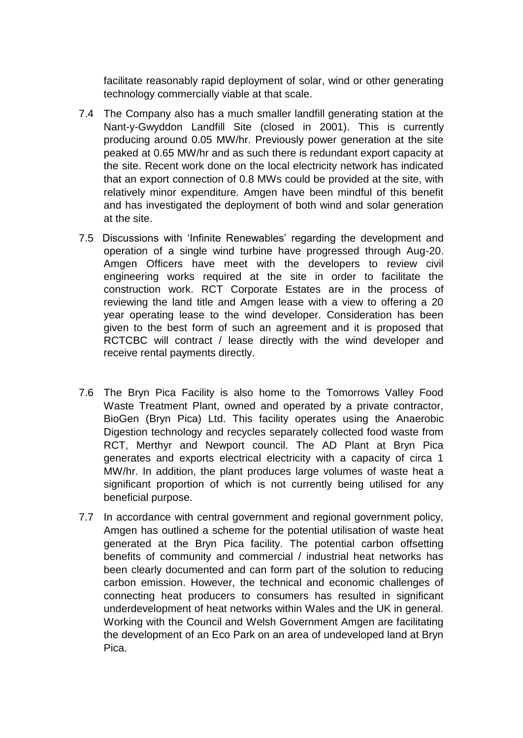facilitate reasonably rapid deployment of solar, wind or other generating technology commercially viable at that scale.

7.4 The Company also has a much smaller landfill generating station at the Nant-y-Gwyddon Landfill Site (closed in 2001). This is currently producing around 0.05 MW/hr. Previously power generation at the site peaked at 0.65 MW/hr and as such there is redundant export capacity at the site. Recent work done on the local electricity network has indicated that an export connection of 0.8 MWs could be provided at the site, with relatively minor expenditure. Amgen have been mindful of this benefit and has investigated the deployment of both wind and solar generation at the site.

7.5 Discussions with 'Infinite Renewables' regarding the development and operation of a single wind turbine have progressed through Aug-20. Amgen Officers have meet with the developers to review civil engineering works required at the site in order to facilitate the construction work. RCT Corporate Estates are in the process of reviewing the land title and Amgen lease with a view to offering a 20 year operating lease to the wind developer. Consideration has been given to the best form of such an agreement and it is proposed that RCTCBC will contract / lease directly with the wind developer and receive rental payments directly.

7.6 The Bryn Pica Facility is also home to the Tomorrows Valley Food Waste Treatment Plant, owned and operated by a private contractor, BioGen (Bryn Pica) Ltd. This facility operates using the Anaerobic Digestion technology and recycles separately collected food waste from RCT, Merthyr and Newport council. The AD Plant at Bryn Pica generates and exports electrical electricity with a capacity of circa 1 MW/hr. In addition, the plant produces large volumes of waste heat a significant proportion of which is not currently being utilised for any beneficial purpose.

7.7 In accordance with central government and regional government policy, Amgen has outlined a scheme for the potential utilisation of waste heat generated at the Bryn Pica facility. The potential carbon offsetting benefits of community and commercial / industrial heat networks has been clearly documented and can form part of the solution to reducing carbon emission. However, the technical and economic challenges of connecting heat producers to consumers has resulted in significant underdevelopment of heat networks within Wales and the UK in general. Working with the Council and Welsh Government Amgen are facilitating the development of an Eco Park on an area of undeveloped land at Bryn Pica.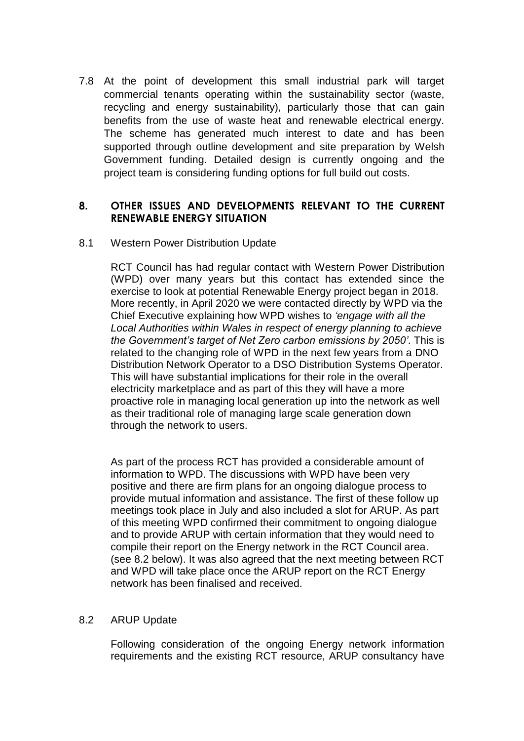7.8 At the point of development this small industrial park will target commercial tenants operating within the sustainability sector (waste, recycling and energy sustainability), particularly those that can gain benefits from the use of waste heat and renewable electrical energy. The scheme has generated much interest to date and has been supported through outline development and site preparation by Welsh Government funding. Detailed design is currently ongoing and the project team is considering funding options for full build out costs.

## 8. OTHER ISSUES AND DEVELOPMENTS RELEVANT TO THE CURRENT RENEWABLE ENERGY SITUATION

8.1 Western Power Distribution Update

RCT Council has had regular contact with Western Power Distribution (WPD) over many years but this contact has extended since the exercise to look at potential Renewable Energy project began in 2018. More recently, in April 2020 we were contacted directly by WPD via the Chief Executive explaining how WPD wishes to *'engage with all the Local Authorities within Wales in respect of energy planning to achieve the Government's target of Net Zero carbon emissions by 2050'*. This is related to the changing role of WPD in the next few years from a DNO Distribution Network Operator to a DSO Distribution Systems Operator. This will have substantial implications for their role in the overall electricity marketplace and as part of this they will have a more proactive role in managing local generation up into the network as well as their traditional role of managing large scale generation down through the network to users.

As part of the process RCT has provided a considerable amount of information to WPD. The discussions with WPD have been very positive and there are firm plans for an ongoing dialogue process to provide mutual information and assistance. The first of these follow up meetings took place in July and also included a slot for ARUP. As part of this meeting WPD confirmed their commitment to ongoing dialogue and to provide ARUP with certain information that they would need to compile their report on the Energy network in the RCT Council area. (see 8.2 below). It was also agreed that the next meeting between RCT and WPD will take place once the ARUP report on the RCT Energy network has been finalised and received.

8.2 ARUP Update

Following consideration of the ongoing Energy network information requirements and the existing RCT resource, ARUP consultancy have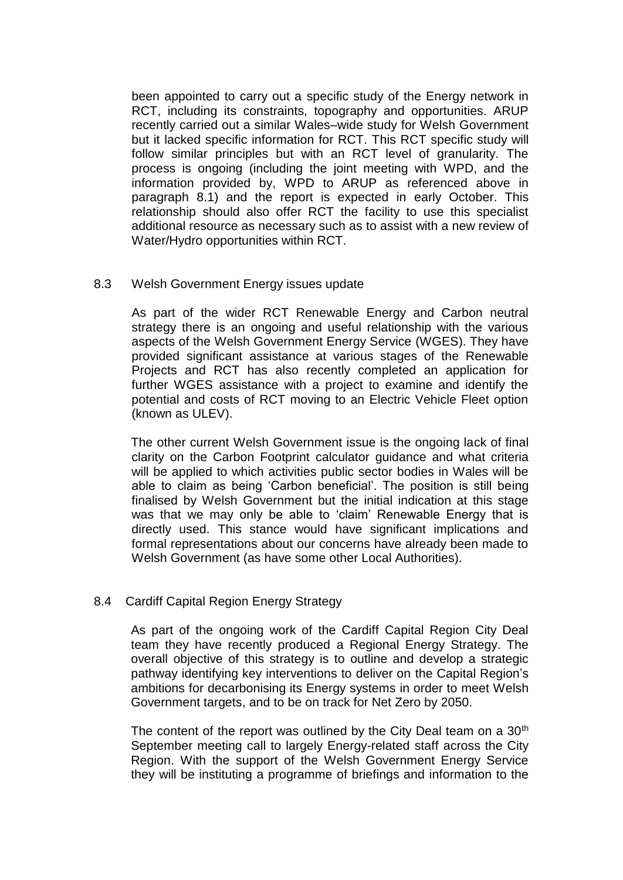been appointed to carry out a specific study of the Energy network in RCT, including its constraints, topography and opportunities. ARUP recently carried out a similar Wales–wide study for Welsh Government but it lacked specific information for RCT. This RCT specific study will follow similar principles but with an RCT level of granularity. The process is ongoing (including the joint meeting with WPD, and the information provided by, WPD to ARUP as referenced above in paragraph 8.1) and the report is expected in early October. This relationship should also offer RCT the facility to use this specialist additional resource as necessary such as to assist with a new review of Water/Hydro opportunities within RCT.

8.3 Welsh Government Energy issues update

As part of the wider RCT Renewable Energy and Carbon neutral strategy there is an ongoing and useful relationship with the various aspects of the Welsh Government Energy Service (WGES). They have provided significant assistance at various stages of the Renewable Projects and RCT has also recently completed an application for further WGES assistance with a project to examine and identify the potential and costs of RCT moving to an Electric Vehicle Fleet option (known as ULEV).

The other current Welsh Government issue is the ongoing lack of final clarity on the Carbon Footprint calculator guidance and what criteria will be applied to which activities public sector bodies in Wales will be able to claim as being 'Carbon beneficial'. The position is still being finalised by Welsh Government but the initial indication at this stage was that we may only be able to 'claim' Renewable Energy that is directly used. This stance would have significant implications and formal representations about our concerns have already been made to Welsh Government (as have some other Local Authorities).

8.4 Cardiff Capital Region Energy Strategy

As part of the ongoing work of the Cardiff Capital Region City Deal team they have recently produced a Regional Energy Strategy. The overall objective of this strategy is to outline and develop a strategic pathway identifying key interventions to deliver on the Capital Region's ambitions for decarbonising its Energy systems in order to meet Welsh Government targets, and to be on track for Net Zero by 2050.

The content of the report was outlined by the City Deal team on a 30th September meeting call to largely Energy-related staff across the City Region. With the support of the Welsh Government Energy Service they will be instituting a programme of briefings and information to the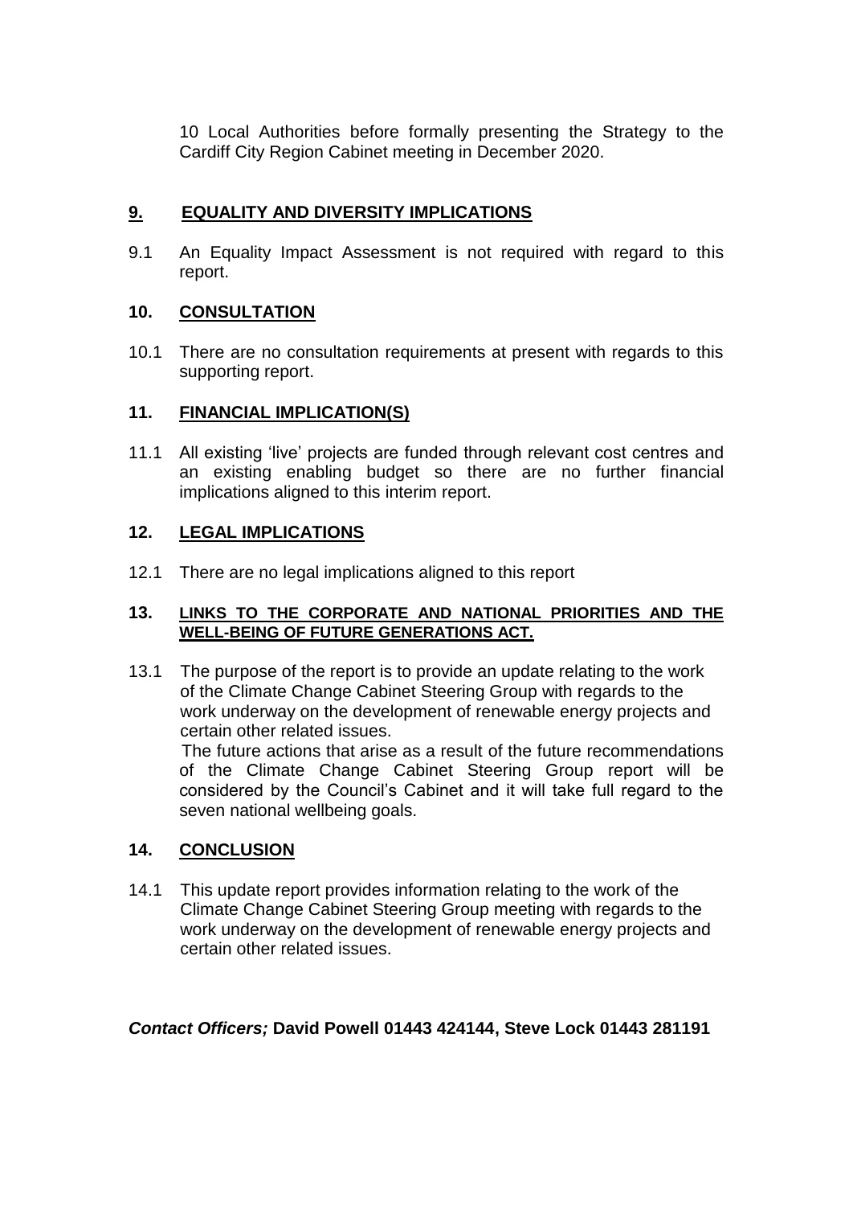10 Local Authorities before formally presenting the Strategy to the Cardiff City Region Cabinet meeting in December 2020.

## 9. EQUALITY AND DIVERSITY IMPLICATIONS

9.1 An Equality Impact Assessment is not required with regard to this report.

## 10. CONSULTATION

10.1 There are no consultation requirements at present with regards to this supporting report.

## 11. FINANCIAL IMPLICATION(S)

11.1 All existing 'live' projects are funded through relevant cost centres and an existing enabling budget so there are no further financial implications aligned to this interim report.

## 12. LEGAL IMPLICATIONS

12.1 There are no legal implications aligned to this report

## 13. LINKS TO THE CORPORATE AND NATIONAL PRIORITIES AND THE WELL-BEING OF FUTURE GENERATIONS ACT.

13.1 The purpose of the report is to provide an update relating to the work of the Climate Change Cabinet Steering Group with regards to the work underway on the development of renewable energy projects and certain other related issues.
The future actions that arise as a result of the future recommendations of the Climate Change Cabinet Steering Group report will be considered by the Council's Cabinet and it will take full regard to the seven national wellbeing goals.

## 14. CONCLUSION

14.1 This update report provides information relating to the work of the Climate Change Cabinet Steering Group meeting with regards to the work underway on the development of renewable energy projects and certain other related issues.

***Contact Officers;*** **David Powell 01443 424144, Steve Lock 01443 281191**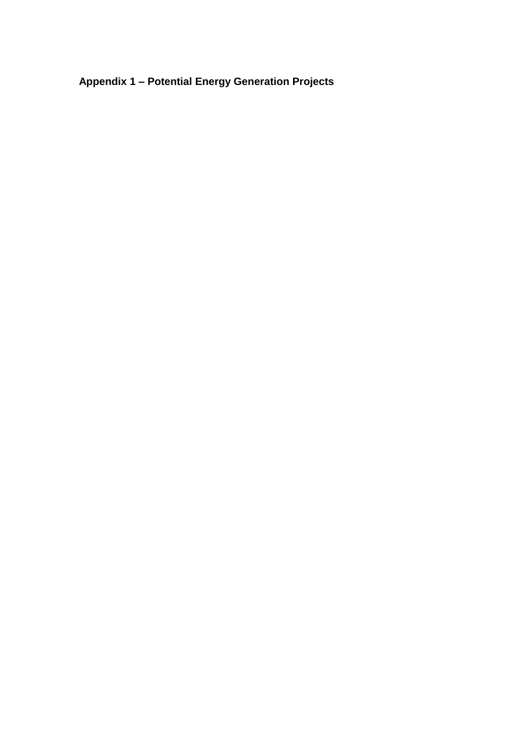## Appendix 1 – Potential Energy Generation Projects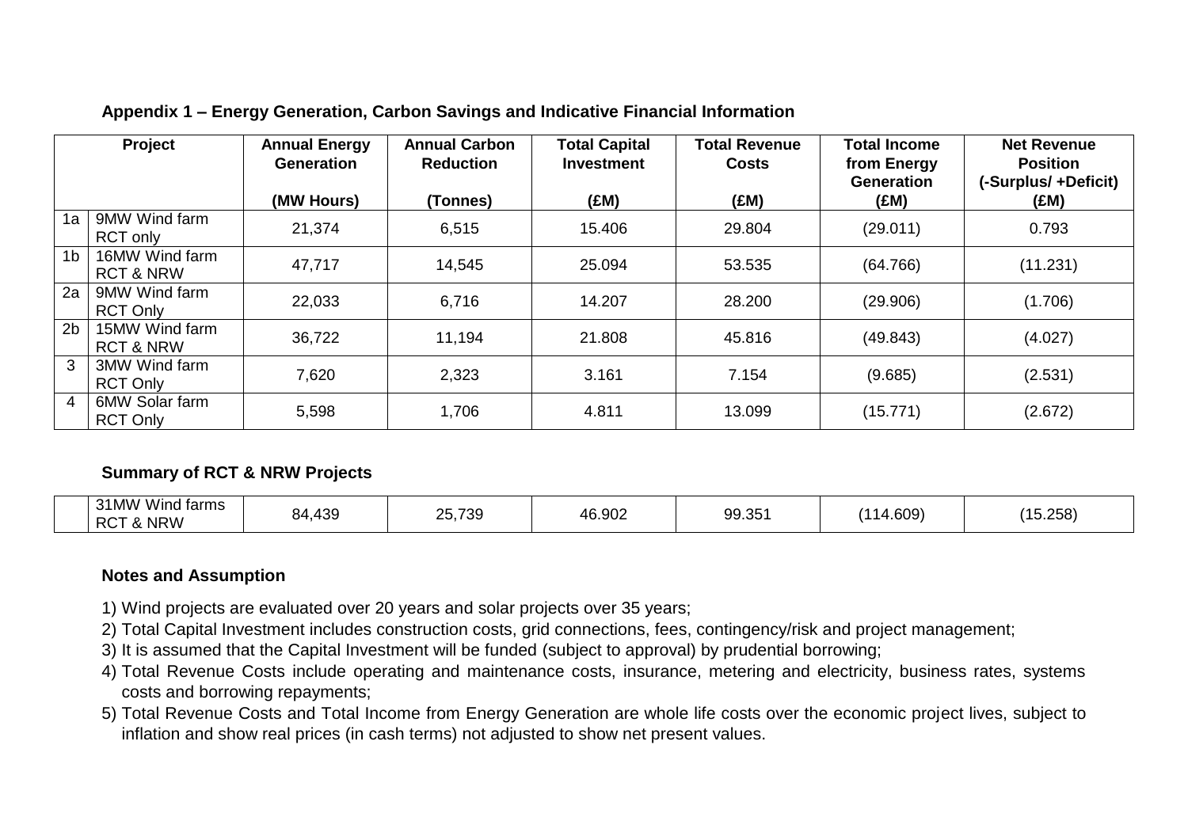### Appendix 1 – Energy Generation, Carbon Savings and Indicative Financial Information

| Project | | Annual Energy Generation (MW Hours) | Annual Carbon Reduction (Tonnes) | Total Capital Investment (£M) | Total Revenue Costs (£M) | Total Income from Energy Generation (£M) | Net Revenue Position (-Surplus/ +Deficit) (£M) |
|---|---|---|---|---|---|---|---|
| 1a | 9MW Wind farm RCT only | 21,374 | 6,515 | 15.406 | 29.804 | (29.011) | 0.793 |
| 1b | 16MW Wind farm RCT & NRW | 47,717 | 14,545 | 25.094 | 53.535 | (64.766) | (11.231) |
| 2a | 9MW Wind farm RCT Only | 22,033 | 6,716 | 14.207 | 28.200 | (29.906) | (1.706) |
| 2b | 15MW Wind farm RCT & NRW | 36,722 | 11,194 | 21.808 | 45.816 | (49.843) | (4.027) |
| 3 | 3MW Wind farm RCT Only | 7,620 | 2,323 | 3.161 | 7.154 | (9.685) | (2.531) |
| 4 | 6MW Solar farm RCT Only | 5,598 | 1,706 | 4.811 | 13.099 | (15.771) | (2.672) |

### Summary of RCT & NRW Projects

| | | | | | | | |
|---|---|---|---|---|---|---|---|
| | 31MW Wind farms RCT & NRW | 84,439 | 25,739 | 46.902 | 99.351 | (114.609) | (15.258) |

### Notes and Assumption

1) Wind projects are evaluated over 20 years and solar projects over 35 years;
2) Total Capital Investment includes construction costs, grid connections, fees, contingency/risk and project management;
3) It is assumed that the Capital Investment will be funded (subject to approval) by prudential borrowing;
4) Total Revenue Costs include operating and maintenance costs, insurance, metering and electricity, business rates, systems costs and borrowing repayments;
5) Total Revenue Costs and Total Income from Energy Generation are whole life costs over the economic project lives, subject to inflation and show real prices (in cash terms) not adjusted to show net present values.